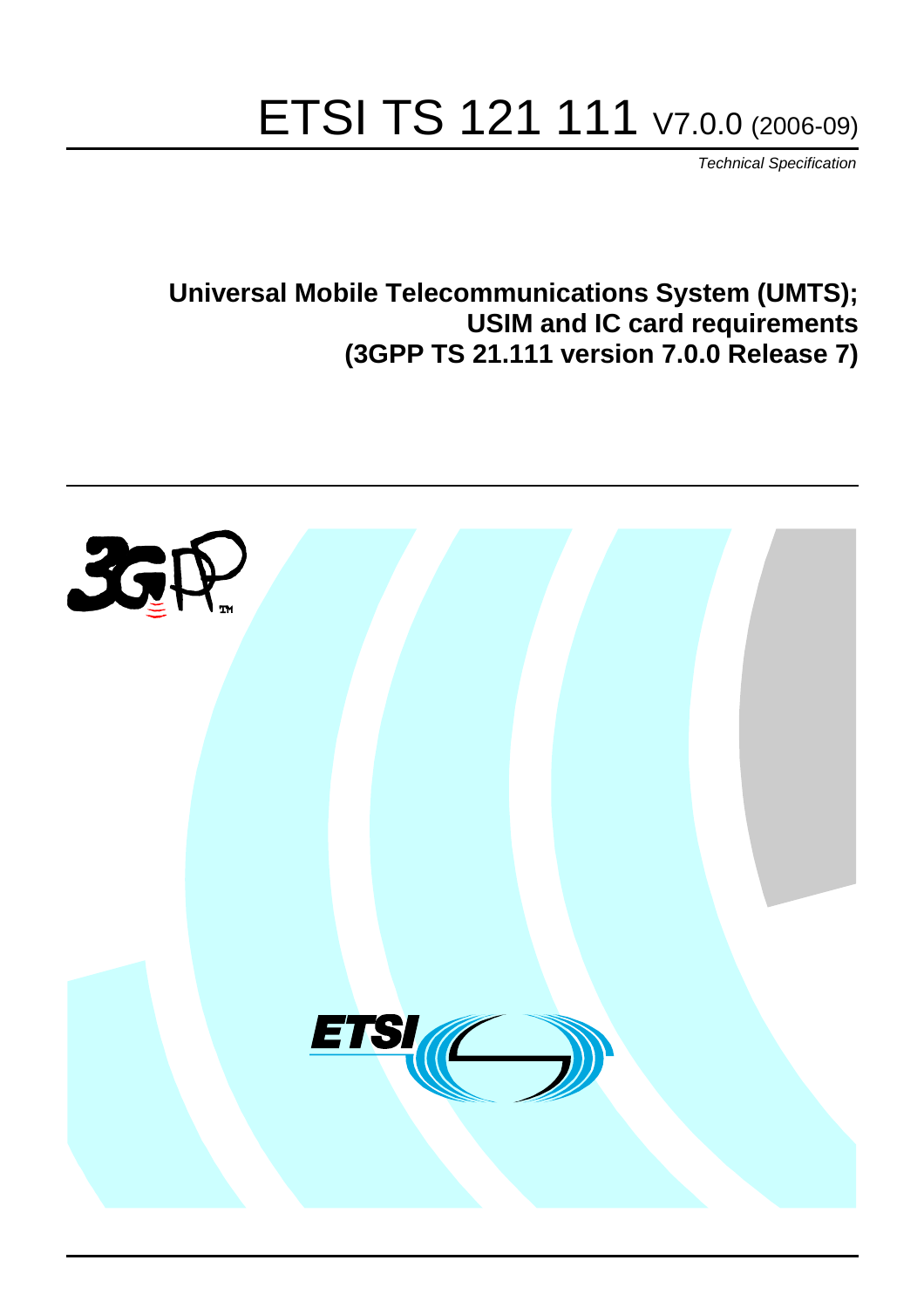# ETSI TS 121 111 V7.0.0 (2006-09)

*Technical Specification*

## Universal Mobile Telecommunications System (UMTS); USIM and IC card requirements (3GPP TS 21.111 version 7.0.0 Release 7)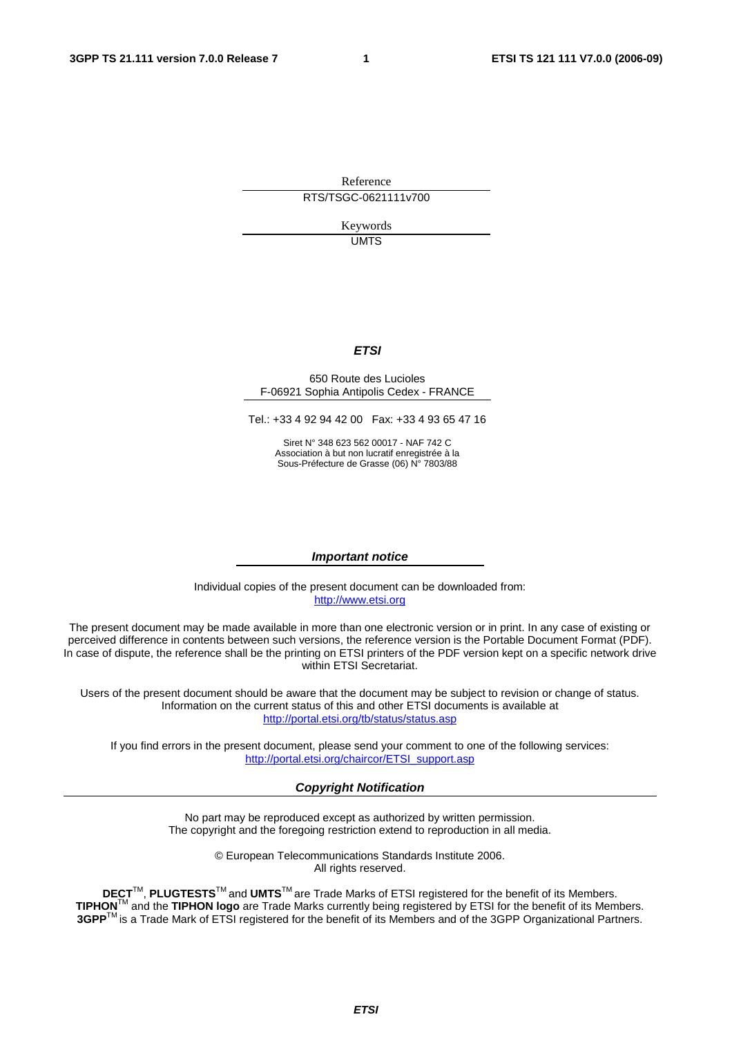Reference

RTS/TSGC-0621111v700

Keywords

UMTS

***ETSI***

650 Route des Lucioles
F-06921 Sophia Antipolis Cedex - FRANCE

Tel.: +33 4 92 94 42 00   Fax: +33 4 93 65 47 16

Siret N° 348 623 562 00017 - NAF 742 C
Association à but non lucratif enregistrée à la
Sous-Préfecture de Grasse (06) N° 7803/88

***Important notice***

Individual copies of the present document can be downloaded from:
http://www.etsi.org

The present document may be made available in more than one electronic version or in print. In any case of existing or perceived difference in contents between such versions, the reference version is the Portable Document Format (PDF). In case of dispute, the reference shall be the printing on ETSI printers of the PDF version kept on a specific network drive within ETSI Secretariat.

Users of the present document should be aware that the document may be subject to revision or change of status. Information on the current status of this and other ETSI documents is available at
http://portal.etsi.org/tb/status/status.asp

If you find errors in the present document, please send your comment to one of the following services:
http://portal.etsi.org/chaircor/ETSI_support.asp

***Copyright Notification***

No part may be reproduced except as authorized by written permission.
The copyright and the foregoing restriction extend to reproduction in all media.

© European Telecommunications Standards Institute 2006.
All rights reserved.

**DECT**TM, **PLUGTESTS**TM and **UMTS**TM are Trade Marks of ETSI registered for the benefit of its Members.
**TIPHON**TM and the **TIPHON logo** are Trade Marks currently being registered by ETSI for the benefit of its Members.
**3GPP**TM is a Trade Mark of ETSI registered for the benefit of its Members and of the 3GPP Organizational Partners.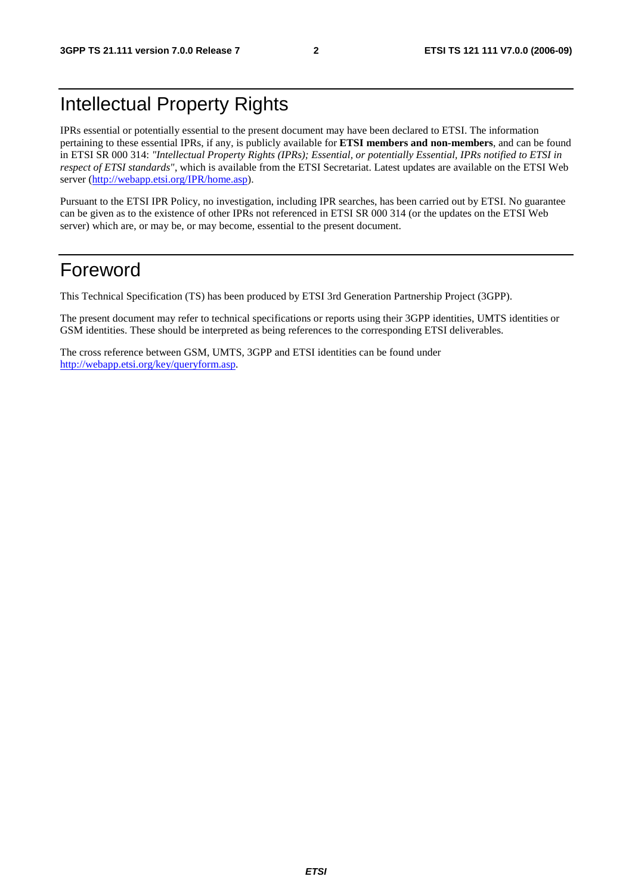# Intellectual Property Rights

IPRs essential or potentially essential to the present document may have been declared to ETSI. The information pertaining to these essential IPRs, if any, is publicly available for **ETSI members and non-members**, and can be found in ETSI SR 000 314: *"Intellectual Property Rights (IPRs); Essential, or potentially Essential, IPRs notified to ETSI in respect of ETSI standards"*, which is available from the ETSI Secretariat. Latest updates are available on the ETSI Web server (http://webapp.etsi.org/IPR/home.asp).

Pursuant to the ETSI IPR Policy, no investigation, including IPR searches, has been carried out by ETSI. No guarantee can be given as to the existence of other IPRs not referenced in ETSI SR 000 314 (or the updates on the ETSI Web server) which are, or may be, or may become, essential to the present document.

# Foreword

This Technical Specification (TS) has been produced by ETSI 3rd Generation Partnership Project (3GPP).

The present document may refer to technical specifications or reports using their 3GPP identities, UMTS identities or GSM identities. These should be interpreted as being references to the corresponding ETSI deliverables.

The cross reference between GSM, UMTS, 3GPP and ETSI identities can be found under http://webapp.etsi.org/key/queryform.asp.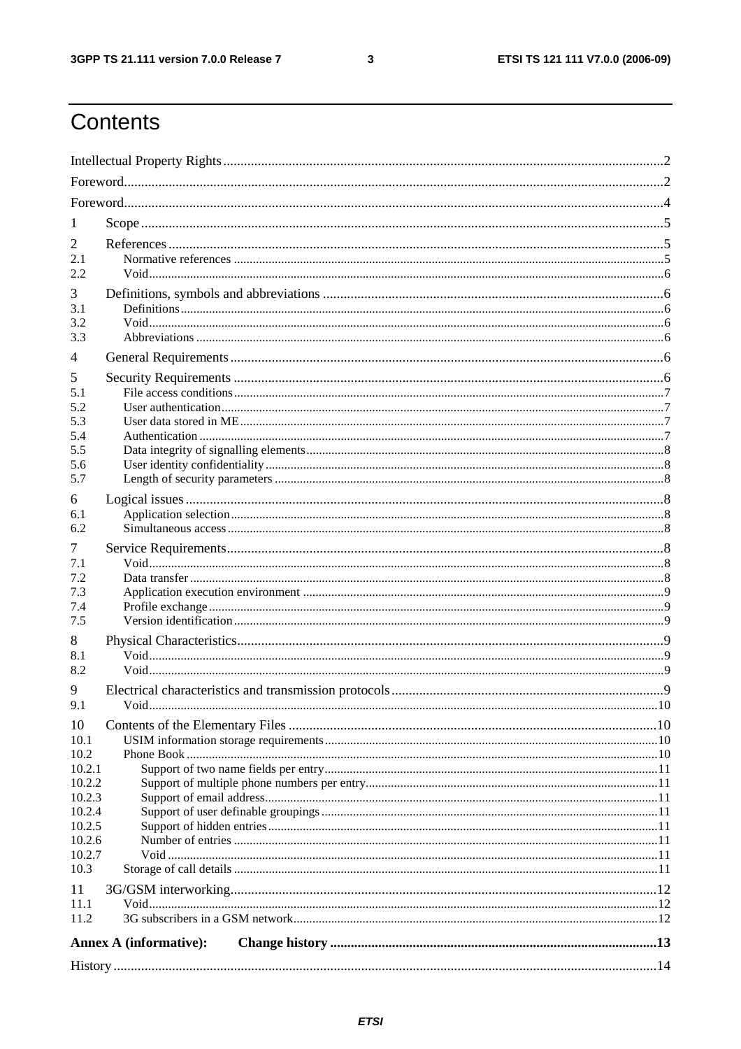# Contents

Intellectual Property Rights ..... 2
Foreword ..... 2
Foreword ..... 4
1 Scope ..... 5
2 References ..... 5
2.1 Normative references ..... 5
2.2 Void ..... 6
3 Definitions, symbols and abbreviations ..... 6
3.1 Definitions ..... 6
3.2 Void ..... 6
3.3 Abbreviations ..... 6
4 General Requirements ..... 6
5 Security Requirements ..... 6
5.1 File access conditions ..... 7
5.2 User authentication ..... 7
5.3 User data stored in ME ..... 7
5.4 Authentication ..... 7
5.5 Data integrity of signalling elements ..... 8
5.6 User identity confidentiality ..... 8
5.7 Length of security parameters ..... 8
6 Logical issues ..... 8
6.1 Application selection ..... 8
6.2 Simultaneous access ..... 8
7 Service Requirements ..... 8
7.1 Void ..... 8
7.2 Data transfer ..... 8
7.3 Application execution environment ..... 9
7.4 Profile exchange ..... 9
7.5 Version identification ..... 9
8 Physical Characteristics ..... 9
8.1 Void ..... 9
8.2 Void ..... 9
9 Electrical characteristics and transmission protocols ..... 9
9.1 Void ..... 10
10 Contents of the Elementary Files ..... 10
10.1 USIM information storage requirements ..... 10
10.2 Phone Book ..... 10
10.2.1 Support of two name fields per entry ..... 11
10.2.2 Support of multiple phone numbers per entry ..... 11
10.2.3 Support of email address ..... 11
10.2.4 Support of user definable groupings ..... 11
10.2.5 Support of hidden entries ..... 11
10.2.6 Number of entries ..... 11
10.2.7 Void ..... 11
10.3 Storage of call details ..... 11
11 3G/GSM interworking ..... 12
11.1 Void ..... 12
11.2 3G subscribers in a GSM network ..... 12
**Annex A (informative): Change history ..... 13**
History ..... 14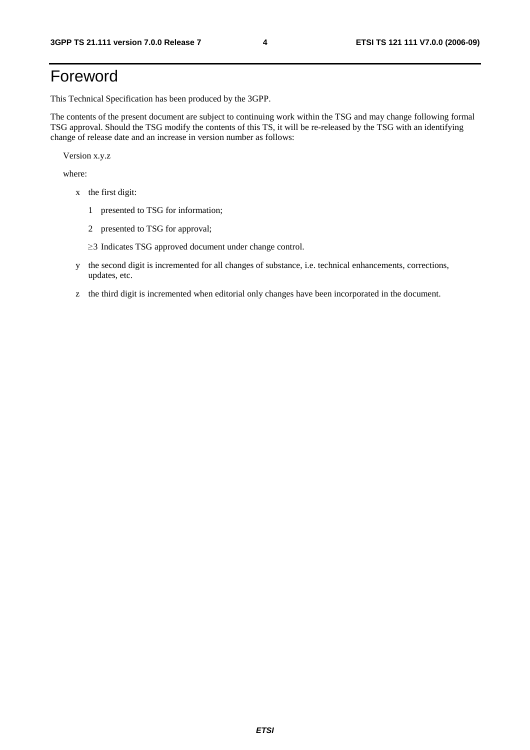# Foreword

This Technical Specification has been produced by the 3GPP.

The contents of the present document are subject to continuing work within the TSG and may change following formal TSG approval. Should the TSG modify the contents of this TS, it will be re-released by the TSG with an identifying change of release date and an increase in version number as follows:

Version x.y.z

where:

- x the first digit:
  - 1 presented to TSG for information;
  - 2 presented to TSG for approval;
  - ≥3 Indicates TSG approved document under change control.
- y the second digit is incremented for all changes of substance, i.e. technical enhancements, corrections, updates, etc.
- z the third digit is incremented when editorial only changes have been incorporated in the document.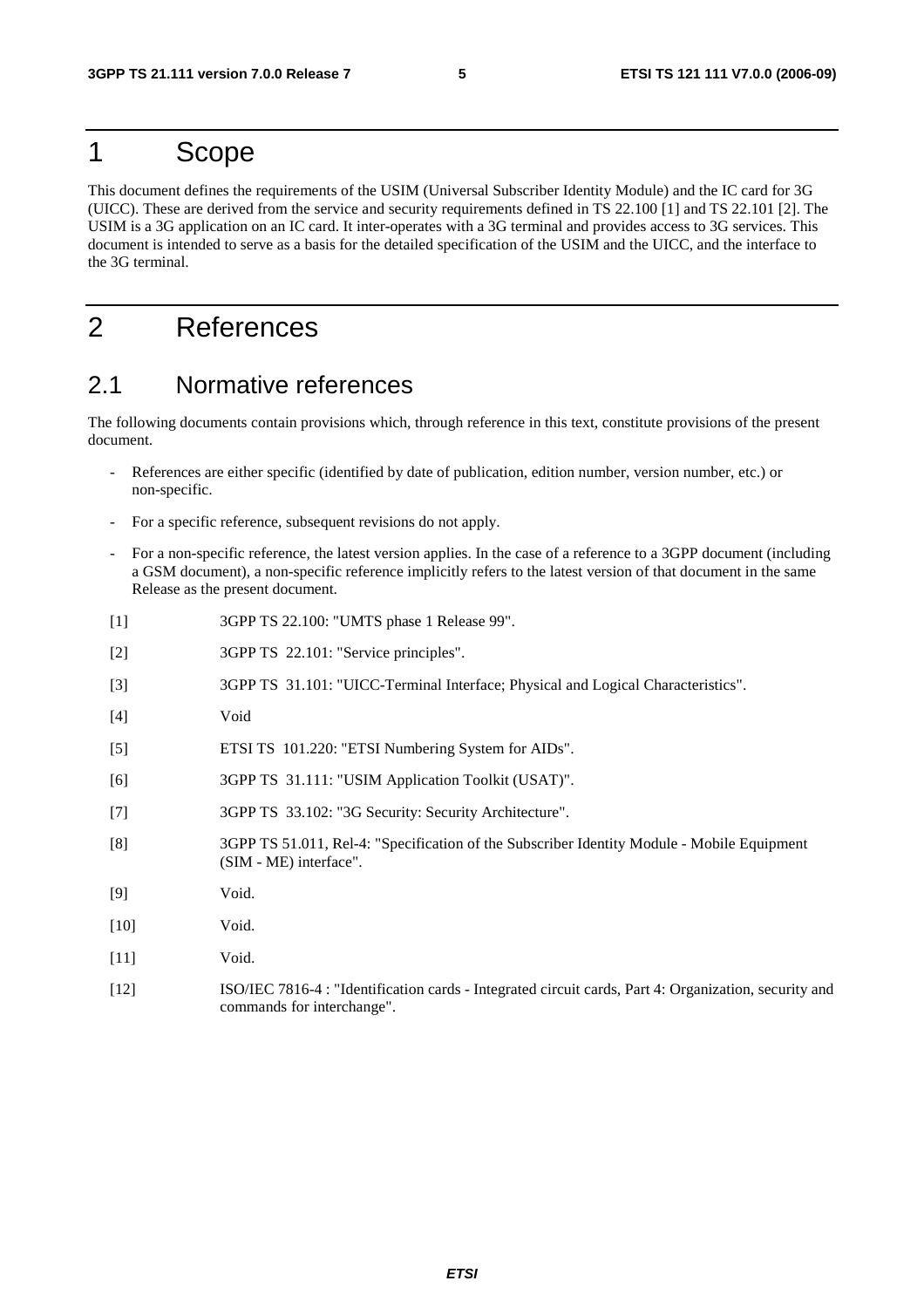# 1 Scope

This document defines the requirements of the USIM (Universal Subscriber Identity Module) and the IC card for 3G (UICC). These are derived from the service and security requirements defined in TS 22.100 [1] and TS 22.101 [2]. The USIM is a 3G application on an IC card. It inter-operates with a 3G terminal and provides access to 3G services. This document is intended to serve as a basis for the detailed specification of the USIM and the UICC, and the interface to the 3G terminal.

# 2 References

## 2.1 Normative references

The following documents contain provisions which, through reference in this text, constitute provisions of the present document.

- References are either specific (identified by date of publication, edition number, version number, etc.) or non-specific.
- For a specific reference, subsequent revisions do not apply.
- For a non-specific reference, the latest version applies. In the case of a reference to a 3GPP document (including a GSM document), a non-specific reference implicitly refers to the latest version of that document in the same Release as the present document.

[1] 3GPP TS 22.100: "UMTS phase 1 Release 99".

[2] 3GPP TS 22.101: "Service principles".

[3] 3GPP TS 31.101: "UICC-Terminal Interface; Physical and Logical Characteristics".

[4] Void

[5] ETSI TS 101.220: "ETSI Numbering System for AIDs".

[6] 3GPP TS 31.111: "USIM Application Toolkit (USAT)".

[7] 3GPP TS 33.102: "3G Security: Security Architecture".

[8] 3GPP TS 51.011, Rel-4: "Specification of the Subscriber Identity Module - Mobile Equipment (SIM - ME) interface".

[9] Void.

[10] Void.

[11] Void.

[12] ISO/IEC 7816-4 : "Identification cards - Integrated circuit cards, Part 4: Organization, security and commands for interchange".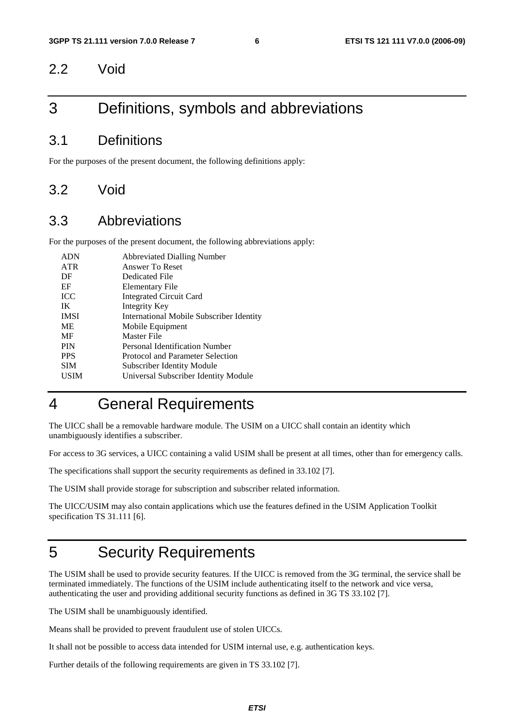## 2.2 Void

# 3 Definitions, symbols and abbreviations

## 3.1 Definitions

For the purposes of the present document, the following definitions apply:

## 3.2 Void

## 3.3 Abbreviations

For the purposes of the present document, the following abbreviations apply:

| | |
|---|---|
| ADN | Abbreviated Dialling Number |
| ATR | Answer To Reset |
| DF | Dedicated File |
| EF | Elementary File |
| ICC | Integrated Circuit Card |
| IK | Integrity Key |
| IMSI | International Mobile Subscriber Identity |
| ME | Mobile Equipment |
| MF | Master File |
| PIN | Personal Identification Number |
| PPS | Protocol and Parameter Selection |
| SIM | Subscriber Identity Module |
| USIM | Universal Subscriber Identity Module |

# 4 General Requirements

The UICC shall be a removable hardware module. The USIM on a UICC shall contain an identity which unambiguously identifies a subscriber.

For access to 3G services, a UICC containing a valid USIM shall be present at all times, other than for emergency calls.

The specifications shall support the security requirements as defined in 33.102 [7].

The USIM shall provide storage for subscription and subscriber related information.

The UICC/USIM may also contain applications which use the features defined in the USIM Application Toolkit specification TS 31.111 [6].

# 5 Security Requirements

The USIM shall be used to provide security features. If the UICC is removed from the 3G terminal, the service shall be terminated immediately. The functions of the USIM include authenticating itself to the network and vice versa, authenticating the user and providing additional security functions as defined in 3G TS 33.102 [7].

The USIM shall be unambiguously identified.

Means shall be provided to prevent fraudulent use of stolen UICCs.

It shall not be possible to access data intended for USIM internal use, e.g. authentication keys.

Further details of the following requirements are given in TS 33.102 [7].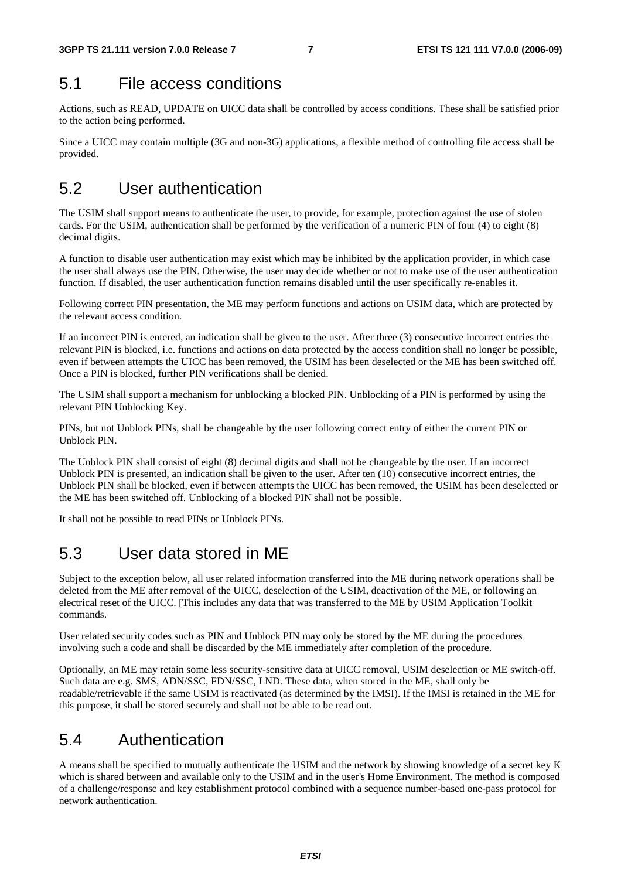## 5.1 File access conditions

Actions, such as READ, UPDATE on UICC data shall be controlled by access conditions. These shall be satisfied prior to the action being performed.

Since a UICC may contain multiple (3G and non-3G) applications, a flexible method of controlling file access shall be provided.

## 5.2 User authentication

The USIM shall support means to authenticate the user, to provide, for example, protection against the use of stolen cards. For the USIM, authentication shall be performed by the verification of a numeric PIN of four (4) to eight (8) decimal digits.

A function to disable user authentication may exist which may be inhibited by the application provider, in which case the user shall always use the PIN. Otherwise, the user may decide whether or not to make use of the user authentication function. If disabled, the user authentication function remains disabled until the user specifically re-enables it.

Following correct PIN presentation, the ME may perform functions and actions on USIM data, which are protected by the relevant access condition.

If an incorrect PIN is entered, an indication shall be given to the user. After three (3) consecutive incorrect entries the relevant PIN is blocked, i.e. functions and actions on data protected by the access condition shall no longer be possible, even if between attempts the UICC has been removed, the USIM has been deselected or the ME has been switched off. Once a PIN is blocked, further PIN verifications shall be denied.

The USIM shall support a mechanism for unblocking a blocked PIN. Unblocking of a PIN is performed by using the relevant PIN Unblocking Key.

PINs, but not Unblock PINs, shall be changeable by the user following correct entry of either the current PIN or Unblock PIN.

The Unblock PIN shall consist of eight (8) decimal digits and shall not be changeable by the user. If an incorrect Unblock PIN is presented, an indication shall be given to the user. After ten (10) consecutive incorrect entries, the Unblock PIN shall be blocked, even if between attempts the UICC has been removed, the USIM has been deselected or the ME has been switched off. Unblocking of a blocked PIN shall not be possible.

It shall not be possible to read PINs or Unblock PINs.

## 5.3 User data stored in ME

Subject to the exception below, all user related information transferred into the ME during network operations shall be deleted from the ME after removal of the UICC, deselection of the USIM, deactivation of the ME, or following an electrical reset of the UICC. [This includes any data that was transferred to the ME by USIM Application Toolkit commands.

User related security codes such as PIN and Unblock PIN may only be stored by the ME during the procedures involving such a code and shall be discarded by the ME immediately after completion of the procedure.

Optionally, an ME may retain some less security-sensitive data at UICC removal, USIM deselection or ME switch-off. Such data are e.g. SMS, ADN/SSC, FDN/SSC, LND. These data, when stored in the ME, shall only be readable/retrievable if the same USIM is reactivated (as determined by the IMSI). If the IMSI is retained in the ME for this purpose, it shall be stored securely and shall not be able to be read out.

## 5.4 Authentication

A means shall be specified to mutually authenticate the USIM and the network by showing knowledge of a secret key K which is shared between and available only to the USIM and in the user's Home Environment. The method is composed of a challenge/response and key establishment protocol combined with a sequence number-based one-pass protocol for network authentication.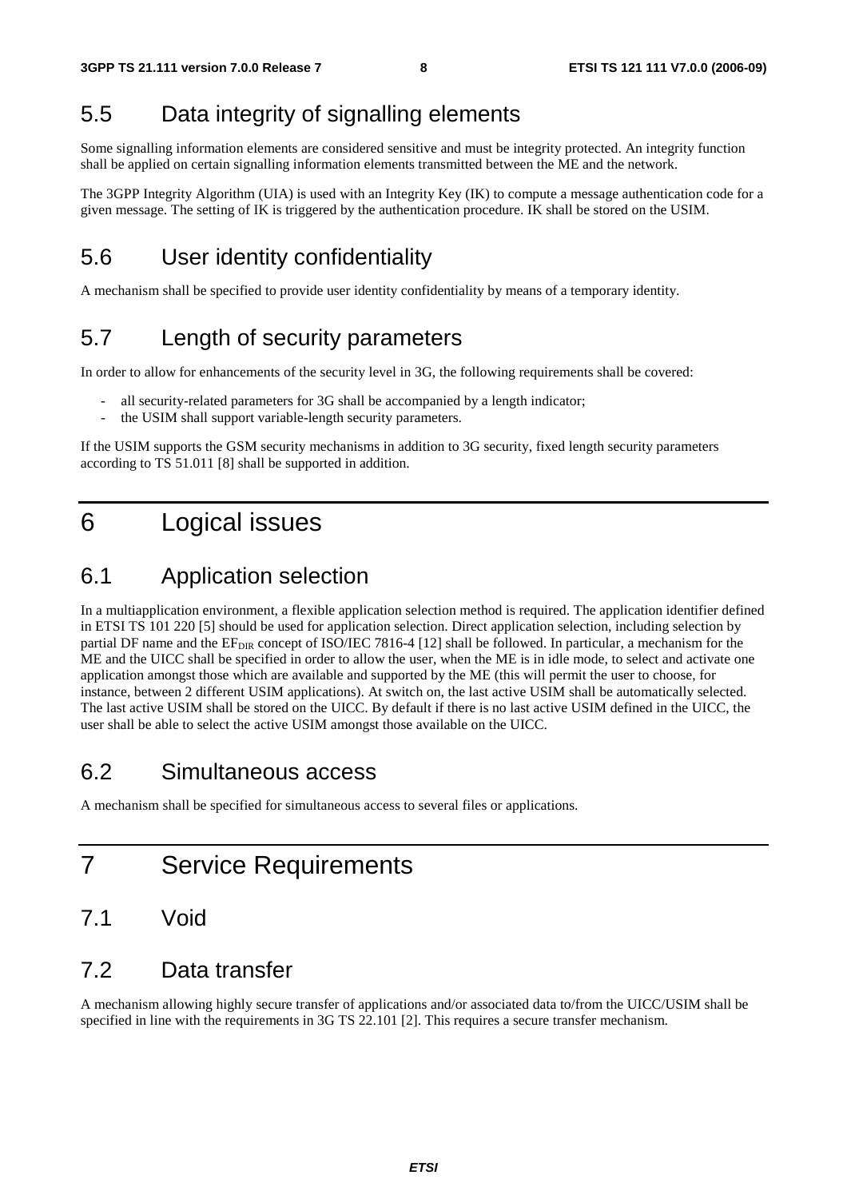## 5.5 Data integrity of signalling elements

Some signalling information elements are considered sensitive and must be integrity protected. An integrity function shall be applied on certain signalling information elements transmitted between the ME and the network.

The 3GPP Integrity Algorithm (UIA) is used with an Integrity Key (IK) to compute a message authentication code for a given message. The setting of IK is triggered by the authentication procedure. IK shall be stored on the USIM.

## 5.6 User identity confidentiality

A mechanism shall be specified to provide user identity confidentiality by means of a temporary identity.

## 5.7 Length of security parameters

In order to allow for enhancements of the security level in 3G, the following requirements shall be covered:

- all security-related parameters for 3G shall be accompanied by a length indicator;
- the USIM shall support variable-length security parameters.

If the USIM supports the GSM security mechanisms in addition to 3G security, fixed length security parameters according to TS 51.011 [8] shall be supported in addition.

# 6 Logical issues

## 6.1 Application selection

In a multiapplication environment, a flexible application selection method is required. The application identifier defined in ETSI TS 101 220 [5] should be used for application selection. Direct application selection, including selection by partial DF name and the $EF_{DIR}$ concept of ISO/IEC 7816-4 [12] shall be followed. In particular, a mechanism for the ME and the UICC shall be specified in order to allow the user, when the ME is in idle mode, to select and activate one application amongst those which are available and supported by the ME (this will permit the user to choose, for instance, between 2 different USIM applications). At switch on, the last active USIM shall be automatically selected. The last active USIM shall be stored on the UICC. By default if there is no last active USIM defined in the UICC, the user shall be able to select the active USIM amongst those available on the UICC.

## 6.2 Simultaneous access

A mechanism shall be specified for simultaneous access to several files or applications.

# 7 Service Requirements

## 7.1 Void

## 7.2 Data transfer

A mechanism allowing highly secure transfer of applications and/or associated data to/from the UICC/USIM shall be specified in line with the requirements in 3G TS 22.101 [2]. This requires a secure transfer mechanism.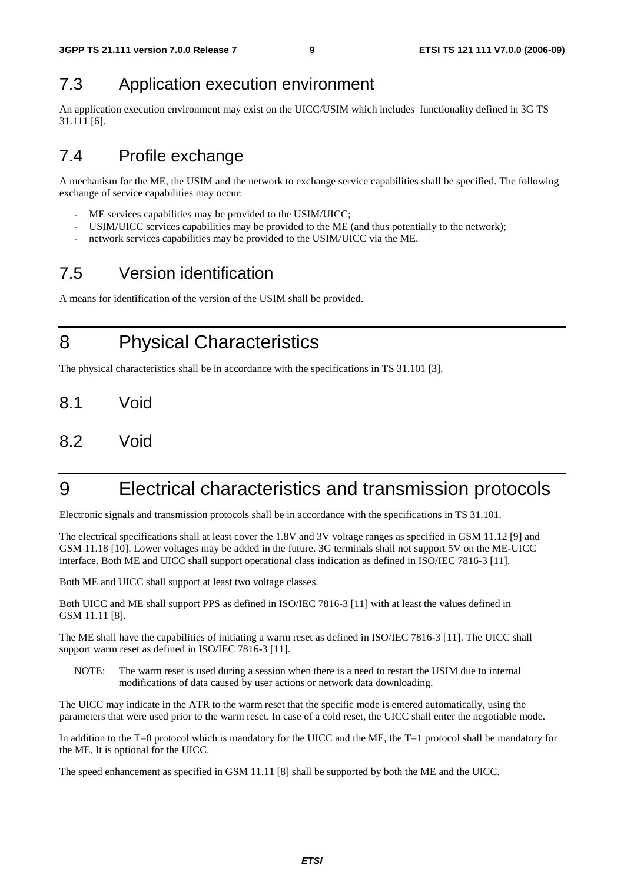## 7.3 Application execution environment

An application execution environment may exist on the UICC/USIM which includes functionality defined in 3G TS 31.111 [6].

## 7.4 Profile exchange

A mechanism for the ME, the USIM and the network to exchange service capabilities shall be specified. The following exchange of service capabilities may occur:

- ME services capabilities may be provided to the USIM/UICC;
- USIM/UICC services capabilities may be provided to the ME (and thus potentially to the network);
- network services capabilities may be provided to the USIM/UICC via the ME.

## 7.5 Version identification

A means for identification of the version of the USIM shall be provided.

# 8 Physical Characteristics

The physical characteristics shall be in accordance with the specifications in TS 31.101 [3].

## 8.1 Void

## 8.2 Void

# 9 Electrical characteristics and transmission protocols

Electronic signals and transmission protocols shall be in accordance with the specifications in TS 31.101.

The electrical specifications shall at least cover the 1.8V and 3V voltage ranges as specified in GSM 11.12 [9] and GSM 11.18 [10]. Lower voltages may be added in the future. 3G terminals shall not support 5V on the ME-UICC interface. Both ME and UICC shall support operational class indication as defined in ISO/IEC 7816-3 [11].

Both ME and UICC shall support at least two voltage classes.

Both UICC and ME shall support PPS as defined in ISO/IEC 7816-3 [11] with at least the values defined in GSM 11.11 [8].

The ME shall have the capabilities of initiating a warm reset as defined in ISO/IEC 7816-3 [11]. The UICC shall support warm reset as defined in ISO/IEC 7816-3 [11].

NOTE: The warm reset is used during a session when there is a need to restart the USIM due to internal modifications of data caused by user actions or network data downloading.

The UICC may indicate in the ATR to the warm reset that the specific mode is entered automatically, using the parameters that were used prior to the warm reset. In case of a cold reset, the UICC shall enter the negotiable mode.

In addition to the T=0 protocol which is mandatory for the UICC and the ME, the T=1 protocol shall be mandatory for the ME. It is optional for the UICC.

The speed enhancement as specified in GSM 11.11 [8] shall be supported by both the ME and the UICC.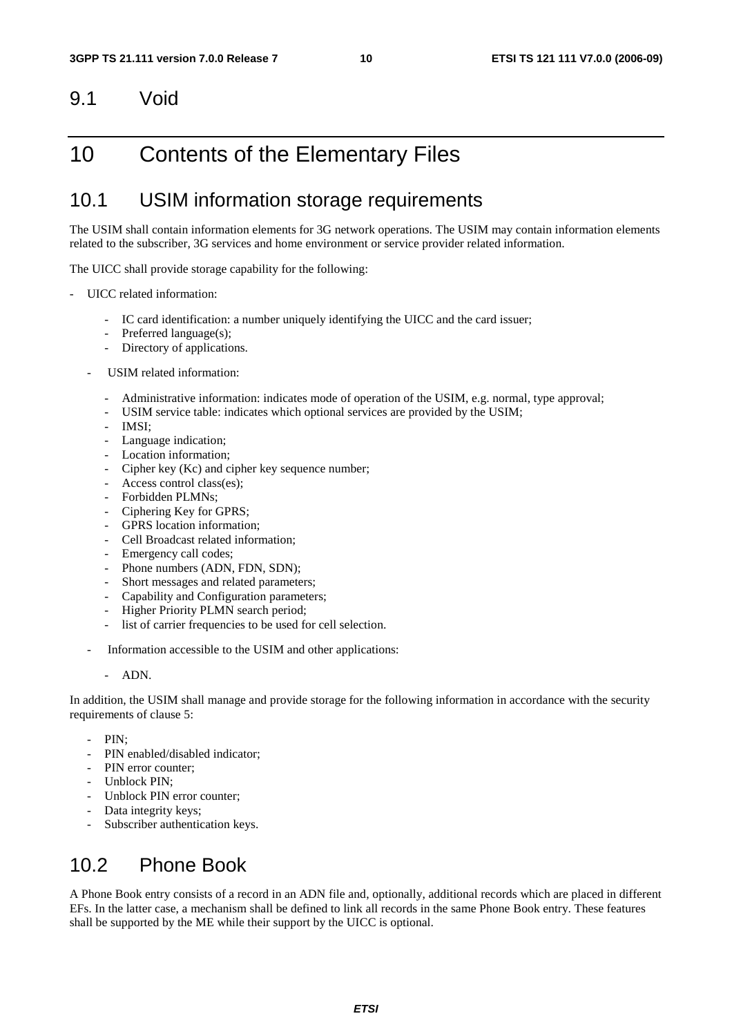## 9.1 Void

# 10 Contents of the Elementary Files

## 10.1 USIM information storage requirements

The USIM shall contain information elements for 3G network operations. The USIM may contain information elements related to the subscriber, 3G services and home environment or service provider related information.

The UICC shall provide storage capability for the following:

- UICC related information:
    - IC card identification: a number uniquely identifying the UICC and the card issuer;
    - Preferred language(s);
    - Directory of applications.
- USIM related information:
    - Administrative information: indicates mode of operation of the USIM, e.g. normal, type approval;
    - USIM service table: indicates which optional services are provided by the USIM;
    - IMSI;
    - Language indication;
    - Location information;
    - Cipher key (Kc) and cipher key sequence number;
    - Access control class(es);
    - Forbidden PLMNs;
    - Ciphering Key for GPRS;
    - GPRS location information;
    - Cell Broadcast related information;
    - Emergency call codes;
    - Phone numbers (ADN, FDN, SDN);
    - Short messages and related parameters;
    - Capability and Configuration parameters;
    - Higher Priority PLMN search period;
    - list of carrier frequencies to be used for cell selection.
- Information accessible to the USIM and other applications:
    - ADN.

In addition, the USIM shall manage and provide storage for the following information in accordance with the security requirements of clause 5:

- PIN;
- PIN enabled/disabled indicator;
- PIN error counter;
- Unblock PIN;
- Unblock PIN error counter;
- Data integrity keys;
- Subscriber authentication keys.

## 10.2 Phone Book

A Phone Book entry consists of a record in an ADN file and, optionally, additional records which are placed in different EFs. In the latter case, a mechanism shall be defined to link all records in the same Phone Book entry. These features shall be supported by the ME while their support by the UICC is optional.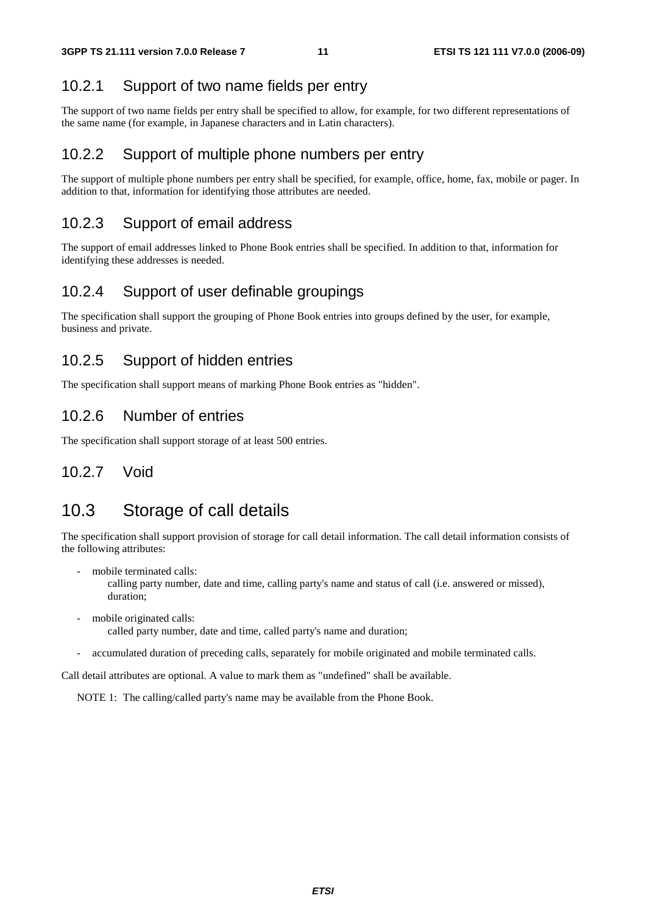### 10.2.1 Support of two name fields per entry

The support of two name fields per entry shall be specified to allow, for example, for two different representations of the same name (for example, in Japanese characters and in Latin characters).

### 10.2.2 Support of multiple phone numbers per entry

The support of multiple phone numbers per entry shall be specified, for example, office, home, fax, mobile or pager. In addition to that, information for identifying those attributes are needed.

### 10.2.3 Support of email address

The support of email addresses linked to Phone Book entries shall be specified. In addition to that, information for identifying these addresses is needed.

### 10.2.4 Support of user definable groupings

The specification shall support the grouping of Phone Book entries into groups defined by the user, for example, business and private.

### 10.2.5 Support of hidden entries

The specification shall support means of marking Phone Book entries as "hidden".

### 10.2.6 Number of entries

The specification shall support storage of at least 500 entries.

### 10.2.7 Void

## 10.3 Storage of call details

The specification shall support provision of storage for call detail information. The call detail information consists of the following attributes:

- mobile terminated calls:
  calling party number, date and time, calling party's name and status of call (i.e. answered or missed), duration;
- mobile originated calls:
  called party number, date and time, called party's name and duration;
- accumulated duration of preceding calls, separately for mobile originated and mobile terminated calls.

Call detail attributes are optional. A value to mark them as "undefined" shall be available.

NOTE 1: The calling/called party's name may be available from the Phone Book.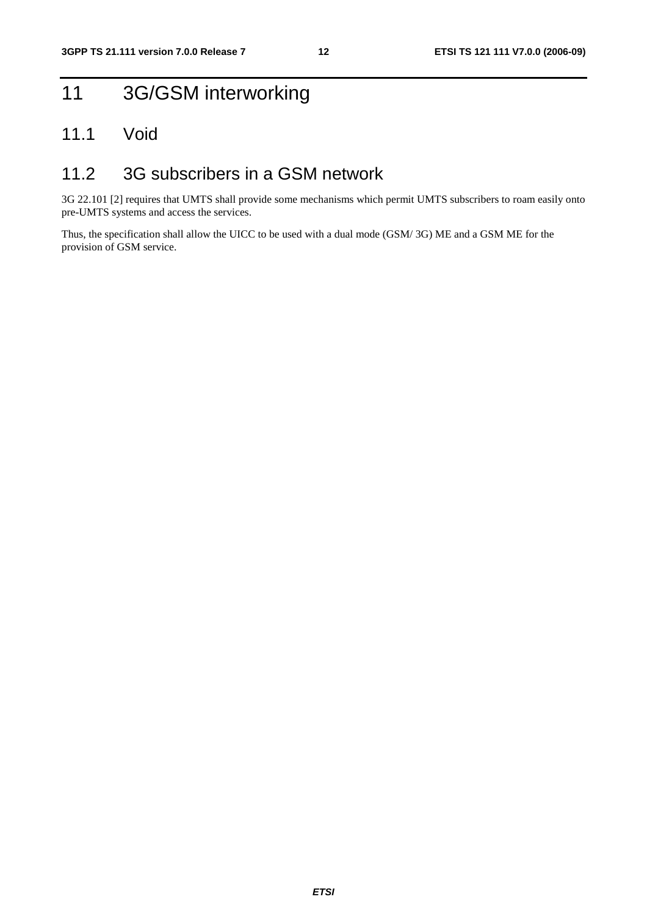# 11 3G/GSM interworking

## 11.1 Void

## 11.2 3G subscribers in a GSM network

3G 22.101 [2] requires that UMTS shall provide some mechanisms which permit UMTS subscribers to roam easily onto pre-UMTS systems and access the services.

Thus, the specification shall allow the UICC to be used with a dual mode (GSM/ 3G) ME and a GSM ME for the provision of GSM service.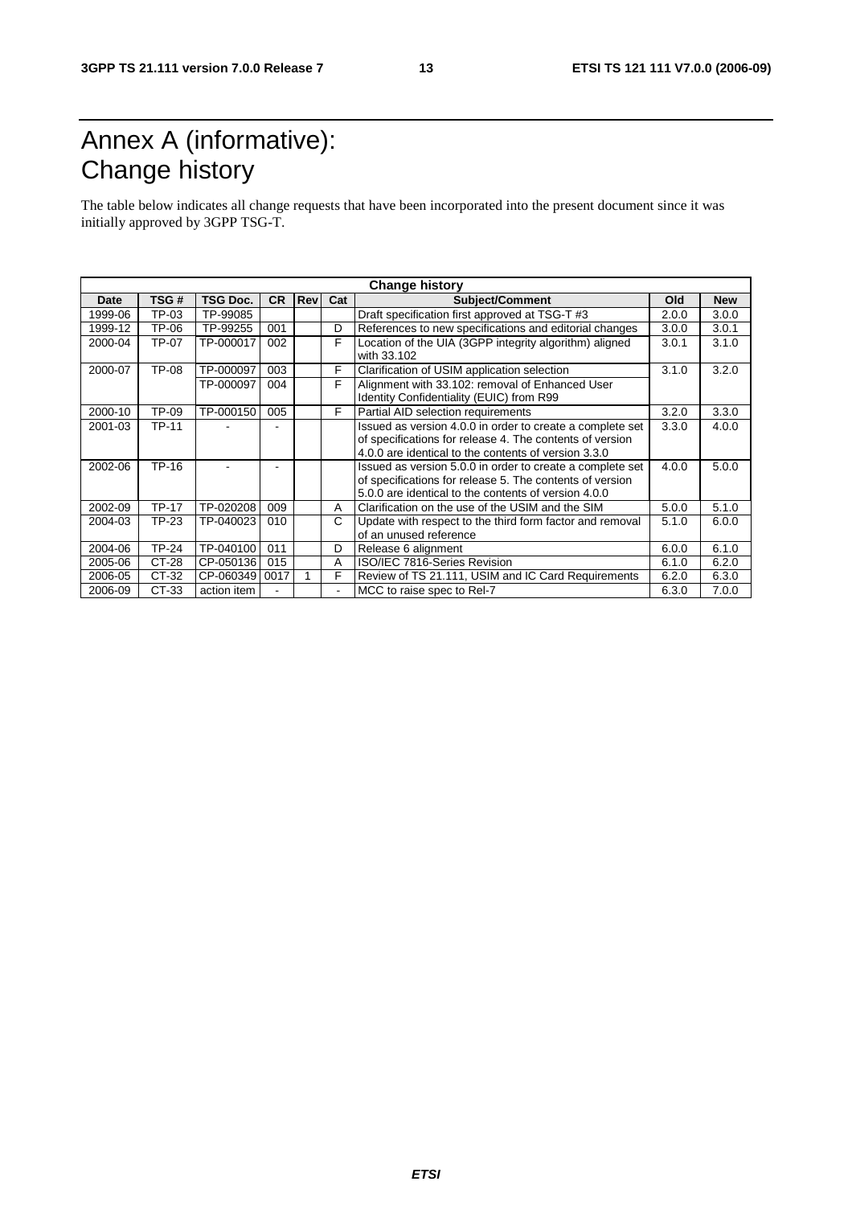# Annex A (informative): Change history

The table below indicates all change requests that have been incorporated into the present document since it was initially approved by 3GPP TSG-T.

| Change history | | | | | | | | |
|---|---|---|---|---|---|---|---|---|
| **Date** | **TSG #** | **TSG Doc.** | **CR** | **Rev** | **Cat** | **Subject/Comment** | **Old** | **New** |
| 1999-06 | TP-03 | TP-99085 | | | | Draft specification first approved at TSG-T #3 | 2.0.0 | 3.0.0 |
| 1999-12 | TP-06 | TP-99255 | 001 | | D | References to new specifications and editorial changes | 3.0.0 | 3.0.1 |
| 2000-04 | TP-07 | TP-000017 | 002 | | F | Location of the UIA (3GPP integrity algorithm) aligned with 33.102 | 3.0.1 | 3.1.0 |
| 2000-07 | TP-08 | TP-000097 | 003 | | F | Clarification of USIM application selection | 3.1.0 | 3.2.0 |
| | | TP-000097 | 004 | | F | Alignment with 33.102: removal of Enhanced User Identity Confidentiality (EUIC) from R99 | | |
| 2000-10 | TP-09 | TP-000150 | 005 | | F | Partial AID selection requirements | 3.2.0 | 3.3.0 |
| 2001-03 | TP-11 | - | - | | | Issued as version 4.0.0 in order to create a complete set of specifications for release 4. The contents of version 4.0.0 are identical to the contents of version 3.3.0 | 3.3.0 | 4.0.0 |
| 2002-06 | TP-16 | - | - | | | Issued as version 5.0.0 in order to create a complete set of specifications for release 5. The contents of version 5.0.0 are identical to the contents of version 4.0.0 | 4.0.0 | 5.0.0 |
| 2002-09 | TP-17 | TP-020208 | 009 | | A | Clarification on the use of the USIM and the SIM | 5.0.0 | 5.1.0 |
| 2004-03 | TP-23 | TP-040023 | 010 | | C | Update with respect to the third form factor and removal of an unused reference | 5.1.0 | 6.0.0 |
| 2004-06 | TP-24 | TP-040100 | 011 | | D | Release 6 alignment | 6.0.0 | 6.1.0 |
| 2005-06 | CT-28 | CP-050136 | 015 | | A | ISO/IEC 7816-Series Revision | 6.1.0 | 6.2.0 |
| 2006-05 | CT-32 | CP-060349 | 0017 | 1 | F | Review of TS 21.111, USIM and IC Card Requirements | 6.2.0 | 6.3.0 |
| 2006-09 | CT-33 | action item | - | | - | MCC to raise spec to Rel-7 | 6.3.0 | 7.0.0 |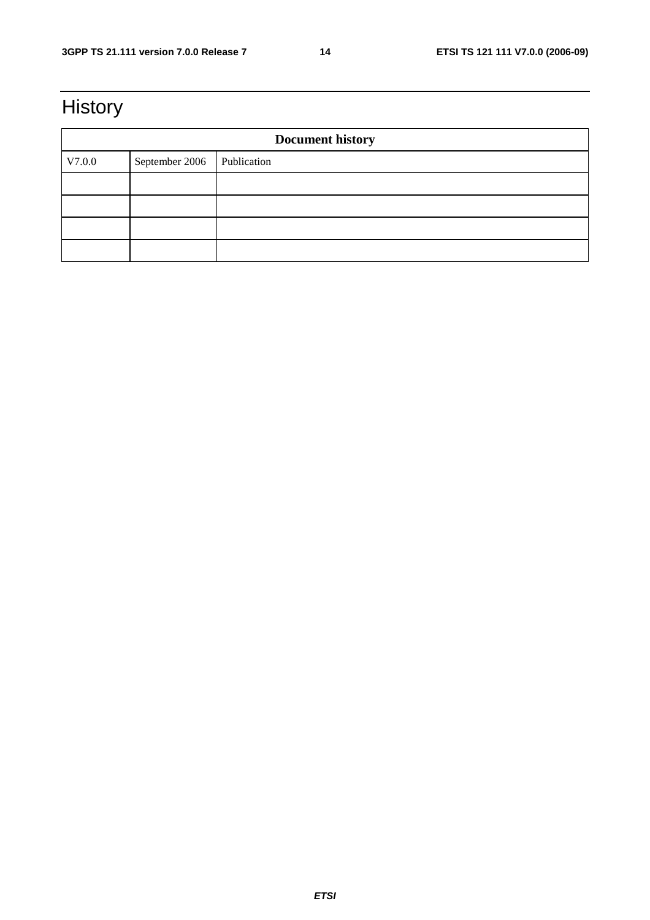# History

| Document history | | |
|---|---|---|
| V7.0.0 | September 2006 | Publication |
| | | |
| | | |
| | | |
| | | |